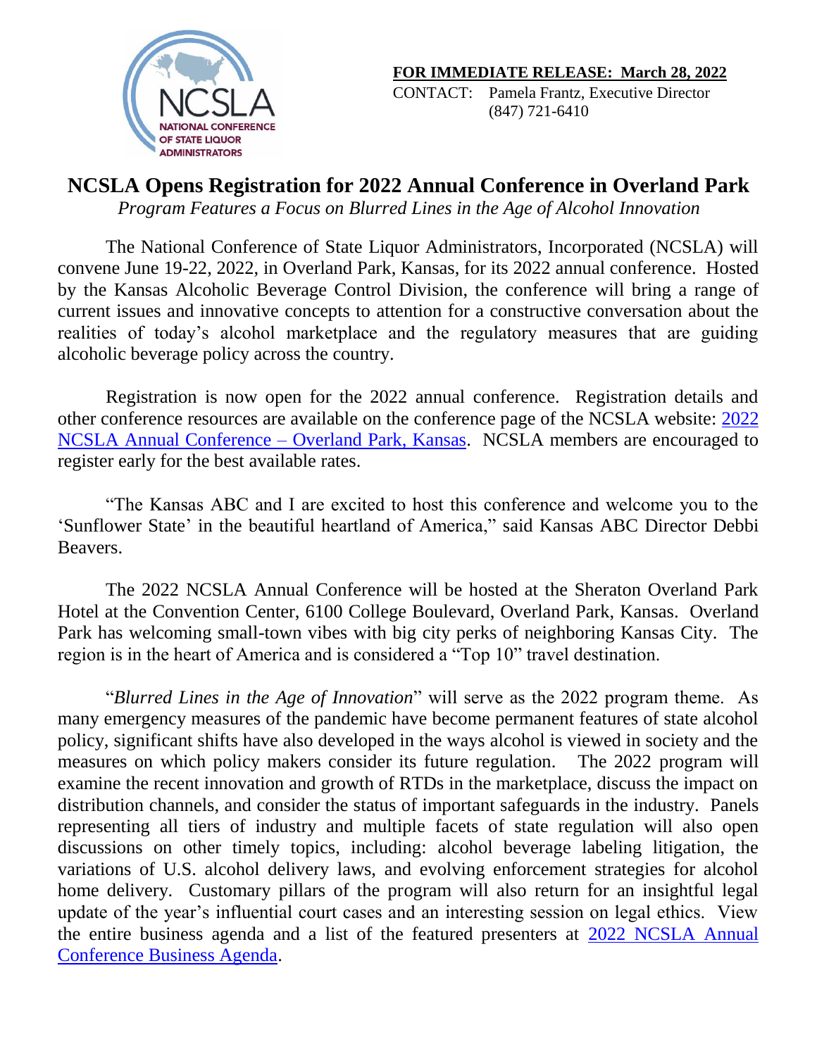NCSLA
NATIONAL CONFERENCE OF STATE LIQUOR ADMINISTRATORS

**FOR IMMEDIATE RELEASE: March 28, 2022**
CONTACT: Pamela Frantz, Executive Director
(847) 721-6410

# NCSLA Opens Registration for 2022 Annual Conference in Overland Park

*Program Features a Focus on Blurred Lines in the Age of Alcohol Innovation*

The National Conference of State Liquor Administrators, Incorporated (NCSLA) will convene June 19-22, 2022, in Overland Park, Kansas, for its 2022 annual conference. Hosted by the Kansas Alcoholic Beverage Control Division, the conference will bring a range of current issues and innovative concepts to attention for a constructive conversation about the realities of today's alcohol marketplace and the regulatory measures that are guiding alcoholic beverage policy across the country.

Registration is now open for the 2022 annual conference. Registration details and other conference resources are available on the conference page of the NCSLA website: [2022 NCSLA Annual Conference – Overland Park, Kansas](). NCSLA members are encouraged to register early for the best available rates.

"The Kansas ABC and I are excited to host this conference and welcome you to the 'Sunflower State' in the beautiful heartland of America," said Kansas ABC Director Debbi Beavers.

The 2022 NCSLA Annual Conference will be hosted at the Sheraton Overland Park Hotel at the Convention Center, 6100 College Boulevard, Overland Park, Kansas. Overland Park has welcoming small-town vibes with big city perks of neighboring Kansas City. The region is in the heart of America and is considered a "Top 10" travel destination.

"*Blurred Lines in the Age of Innovation*" will serve as the 2022 program theme. As many emergency measures of the pandemic have become permanent features of state alcohol policy, significant shifts have also developed in the ways alcohol is viewed in society and the measures on which policy makers consider its future regulation. The 2022 program will examine the recent innovation and growth of RTDs in the marketplace, discuss the impact on distribution channels, and consider the status of important safeguards in the industry. Panels representing all tiers of industry and multiple facets of state regulation will also open discussions on other timely topics, including: alcohol beverage labeling litigation, the variations of U.S. alcohol delivery laws, and evolving enforcement strategies for alcohol home delivery. Customary pillars of the program will also return for an insightful legal update of the year's influential court cases and an interesting session on legal ethics. View the entire business agenda and a list of the featured presenters at [2022 NCSLA Annual Conference Business Agenda]().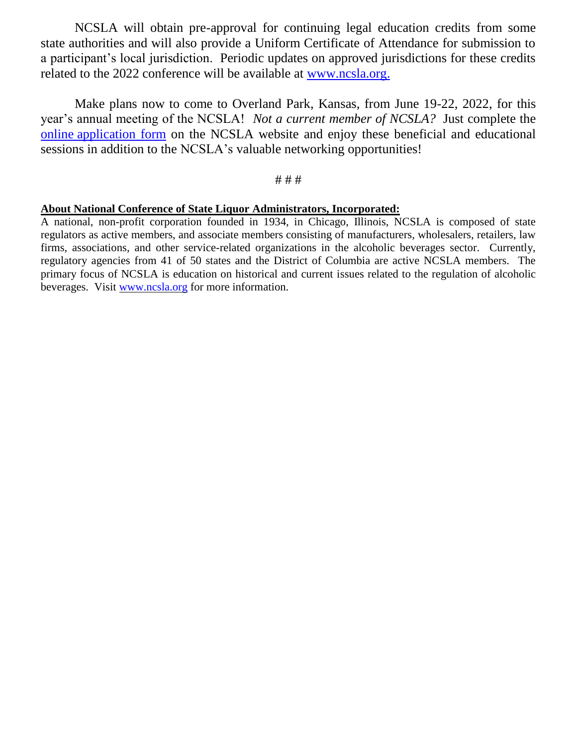NCSLA will obtain pre-approval for continuing legal education credits from some state authorities and will also provide a Uniform Certificate of Attendance for submission to a participant's local jurisdiction. Periodic updates on approved jurisdictions for these credits related to the 2022 conference will be available at www.ncsla.org.

Make plans now to come to Overland Park, Kansas, from June 19-22, 2022, for this year's annual meeting of the NCSLA! *Not a current member of NCSLA?* Just complete the online application form on the NCSLA website and enjoy these beneficial and educational sessions in addition to the NCSLA's valuable networking opportunities!

# # #

**About National Conference of State Liquor Administrators, Incorporated:**

A national, non-profit corporation founded in 1934, in Chicago, Illinois, NCSLA is composed of state regulators as active members, and associate members consisting of manufacturers, wholesalers, retailers, law firms, associations, and other service-related organizations in the alcoholic beverages sector. Currently, regulatory agencies from 41 of 50 states and the District of Columbia are active NCSLA members. The primary focus of NCSLA is education on historical and current issues related to the regulation of alcoholic beverages. Visit www.ncsla.org for more information.